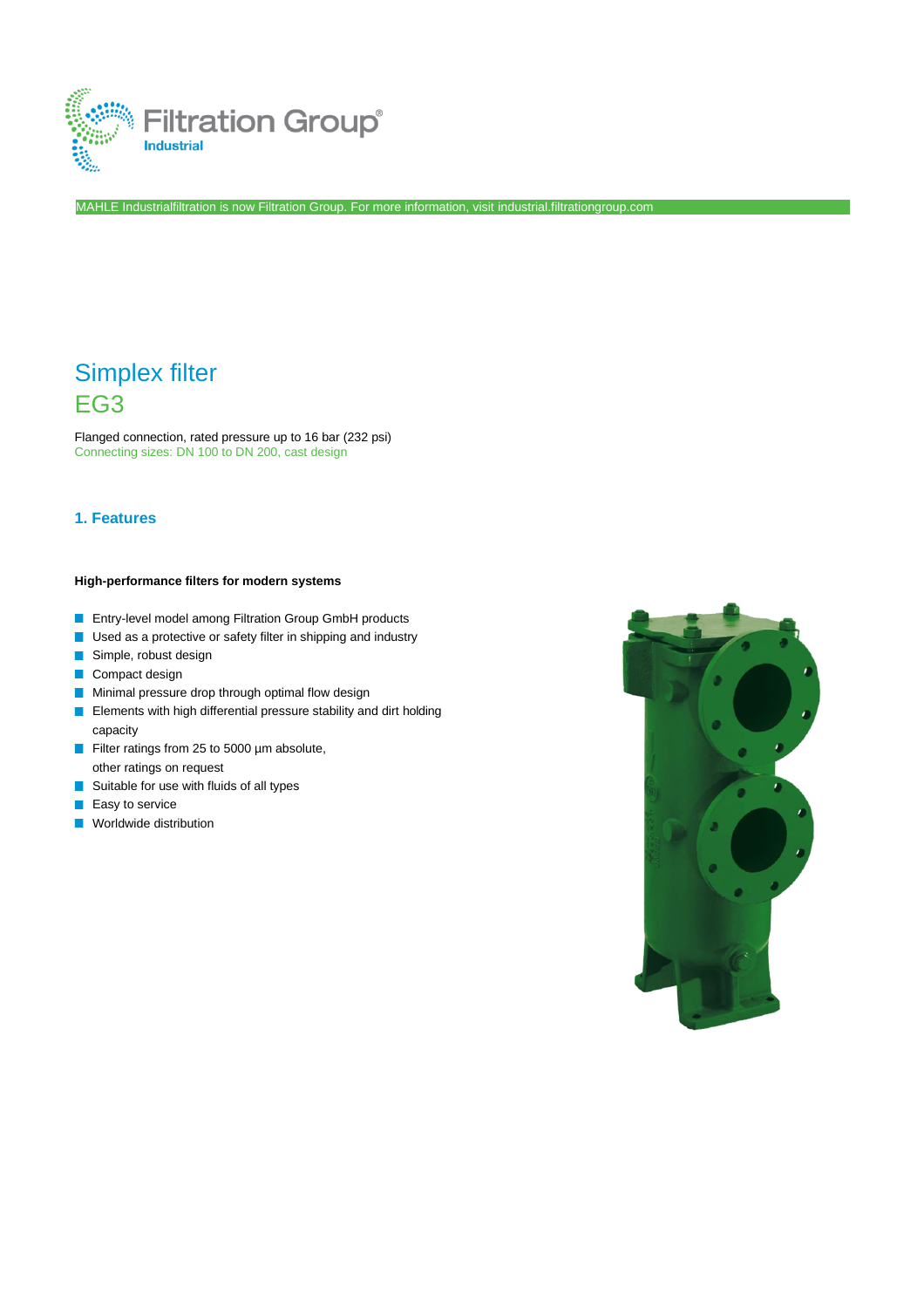Filtration Group® Industrial

MAHLE Industrialfiltration is now Filtration Group. For more information, visit industrial.filtrationgroup.com

# Simplex filter
# EG3

Flanged connection, rated pressure up to 16 bar (232 psi)
Connecting sizes: DN 100 to DN 200, cast design

## 1. Features

**High-performance filters for modern systems**

- Entry-level model among Filtration Group GmbH products
- Used as a protective or safety filter in shipping and industry
- Simple, robust design
- Compact design
- Minimal pressure drop through optimal flow design
- Elements with high differential pressure stability and dirt holding capacity
- Filter ratings from 25 to 5000 µm absolute, other ratings on request
- Suitable for use with fluids of all types
- Easy to service
- Worldwide distribution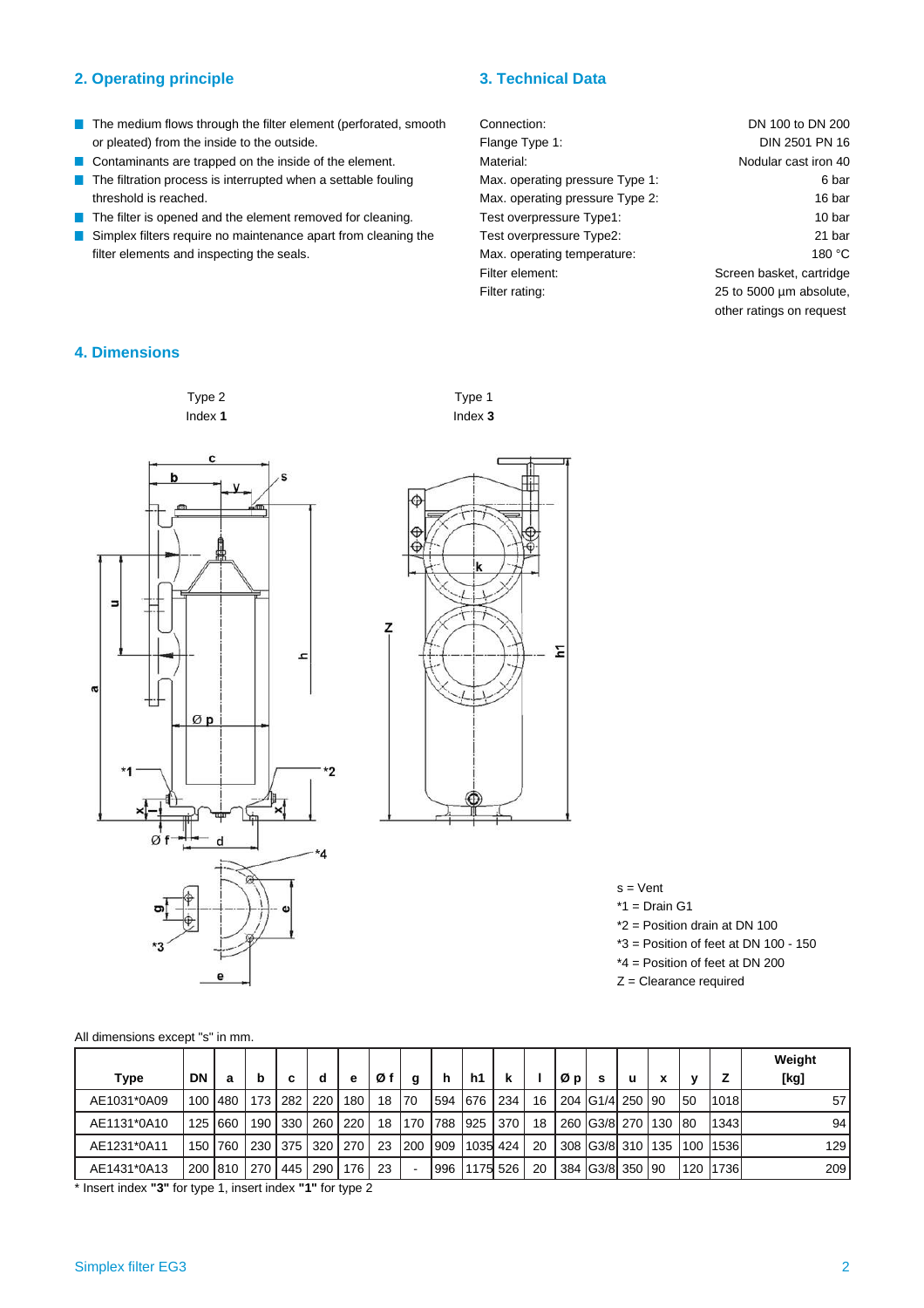## 2. Operating principle

- The medium flows through the filter element (perforated, smooth or pleated) from the inside to the outside.
- Contaminants are trapped on the inside of the element.
- The filtration process is interrupted when a settable fouling threshold is reached.
- The filter is opened and the element removed for cleaning.
- Simplex filters require no maintenance apart from cleaning the filter elements and inspecting the seals.

## 3. Technical Data

| | |
|---|---|
| Connection: | DN 100 to DN 200 |
| Flange Type 1: | DIN 2501 PN 16 |
| Material: | Nodular cast iron 40 |
| Max. operating pressure Type 1: | 6 bar |
| Max. operating pressure Type 2: | 16 bar |
| Test overpressure Type1: | 10 bar |
| Test overpressure Type2: | 21 bar |
| Max. operating temperature: | 180 °C |
| Filter element: | Screen basket, cartridge |
| Filter rating: | 25 to 5000 µm absolute, other ratings on request |

## 4. Dimensions

Type 2
Index **1**

Type 1
Index **3**

s = Vent
*1 = Drain G1
*2 = Position drain at DN 100
*3 = Position of feet at DN 100 - 150
*4 = Position of feet at DN 200
Z = Clearance required

All dimensions except "s" in mm.

| Type | DN | a | b | c | d | e | Ø f | g | h | h1 | k | l | Ø p | s | u | x | y | Z | Weight [kg] |
|---|---|---|---|---|---|---|---|---|---|---|---|---|---|---|---|---|---|---|---|
| AE1031*0A09 | 100 | 480 | 173 | 282 | 220 | 180 | 18 | 70 | 594 | 676 | 234 | 16 | 204 | G1/4 | 250 | 90 | 50 | 1018 | 57 |
| AE1131*0A10 | 125 | 660 | 190 | 330 | 260 | 220 | 18 | 170 | 788 | 925 | 370 | 18 | 260 | G3/8 | 270 | 130 | 80 | 1343 | 94 |
| AE1231*0A11 | 150 | 760 | 230 | 375 | 320 | 270 | 23 | 200 | 909 | 1035 | 424 | 20 | 308 | G3/8 | 310 | 135 | 100 | 1536 | 129 |
| AE1431*0A13 | 200 | 810 | 270 | 445 | 290 | 176 | 23 | - | 996 | 1175 | 526 | 20 | 384 | G3/8 | 350 | 90 | 120 | 1736 | 209 |

* Insert index **"3"** for type 1, insert index **"1"** for type 2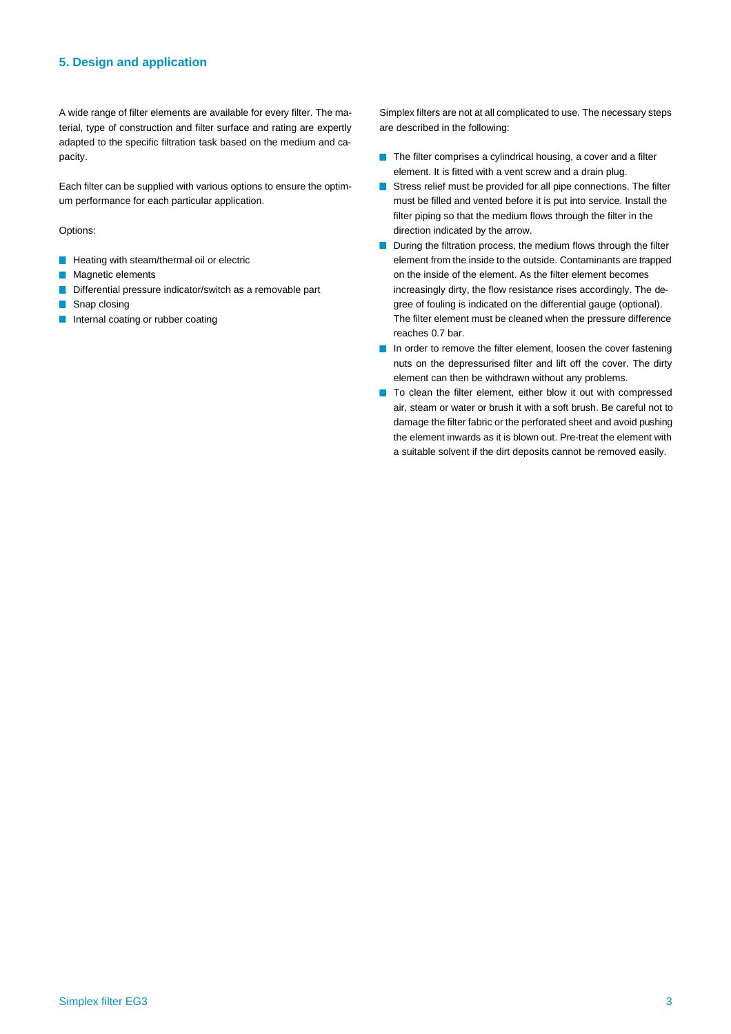## 5. Design and application

A wide range of filter elements are available for every filter. The material, type of construction and filter surface and rating are expertly adapted to the specific filtration task based on the medium and capacity.

Each filter can be supplied with various options to ensure the optimum performance for each particular application.

Options:

- Heating with steam/thermal oil or electric
- Magnetic elements
- Differential pressure indicator/switch as a removable part
- Snap closing
- Internal coating or rubber coating

Simplex filters are not at all complicated to use. The necessary steps are described in the following:

- The filter comprises a cylindrical housing, a cover and a filter element. It is fitted with a vent screw and a drain plug.
- Stress relief must be provided for all pipe connections. The filter must be filled and vented before it is put into service. Install the filter piping so that the medium flows through the filter in the direction indicated by the arrow.
- During the filtration process, the medium flows through the filter element from the inside to the outside. Contaminants are trapped on the inside of the element. As the filter element becomes increasingly dirty, the flow resistance rises accordingly. The degree of fouling is indicated on the differential gauge (optional). The filter element must be cleaned when the pressure difference reaches 0.7 bar.
- In order to remove the filter element, loosen the cover fastening nuts on the depressurised filter and lift off the cover. The dirty element can then be withdrawn without any problems.
- To clean the filter element, either blow it out with compressed air, steam or water or brush it with a soft brush. Be careful not to damage the filter fabric or the perforated sheet and avoid pushing the element inwards as it is blown out. Pre-treat the element with a suitable solvent if the dirt deposits cannot be removed easily.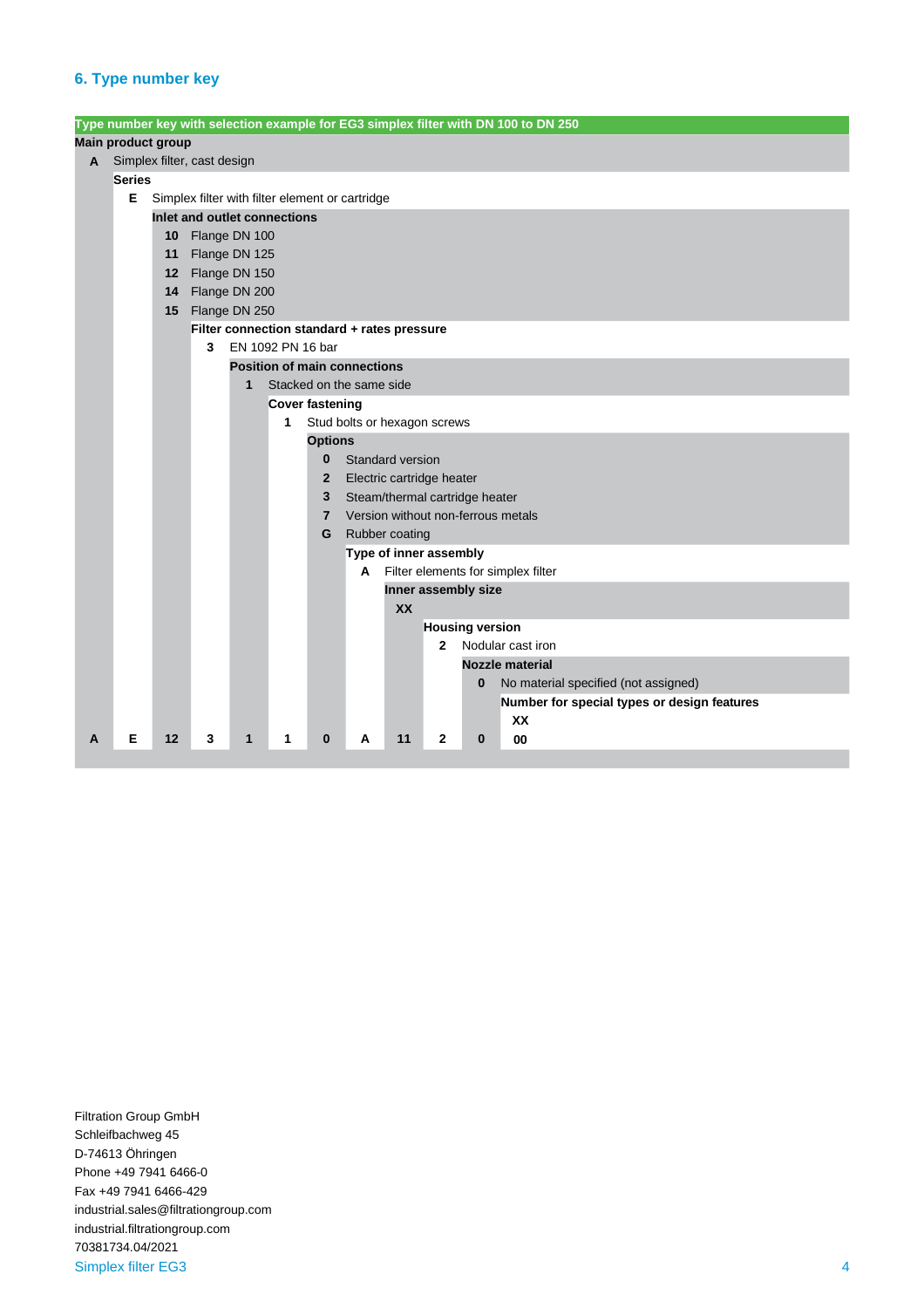## 6. Type number key

**Type number key with selection example for EG3 simplex filter with DN 100 to DN 250**

**Main product group**

- **A** Simplex filter, cast design

**Series**

- **E** Simplex filter with filter element or cartridge

**Inlet and outlet connections**

- **10** Flange DN 100
- **11** Flange DN 125
- **12** Flange DN 150
- **14** Flange DN 200
- **15** Flange DN 250

**Filter connection standard + rates pressure**

- **3** EN 1092 PN 16 bar

**Position of main connections**

- **1** Stacked on the same side

**Cover fastening**

- **1** Stud bolts or hexagon screws

**Options**

- **0** Standard version
- **2** Electric cartridge heater
- **3** Steam/thermal cartridge heater
- **7** Version without non-ferrous metals
- **G** Rubber coating

**Type of inner assembly**

- **A** Filter elements for simplex filter

**Inner assembly size**

- **XX**

**Housing version**

- **2** Nodular cast iron

**Nozzle material**

- **0** No material specified (not assigned)

**Number for special types or design features**

- **XX**

| | | | | | | | | | | | |
|---|---|---|---|---|---|---|---|---|---|---|---|
| **A** | **E** | **12** | **3** | **1** | **1** | **0** | **A** | **11** | **2** | **0** | **00** |

Filtration Group GmbH
Schleifbachweg 45
D-74613 Öhringen
Phone +49 7941 6466-0
Fax +49 7941 6466-429
industrial.sales@filtrationgroup.com
industrial.filtrationgroup.com
70381734.04/2021